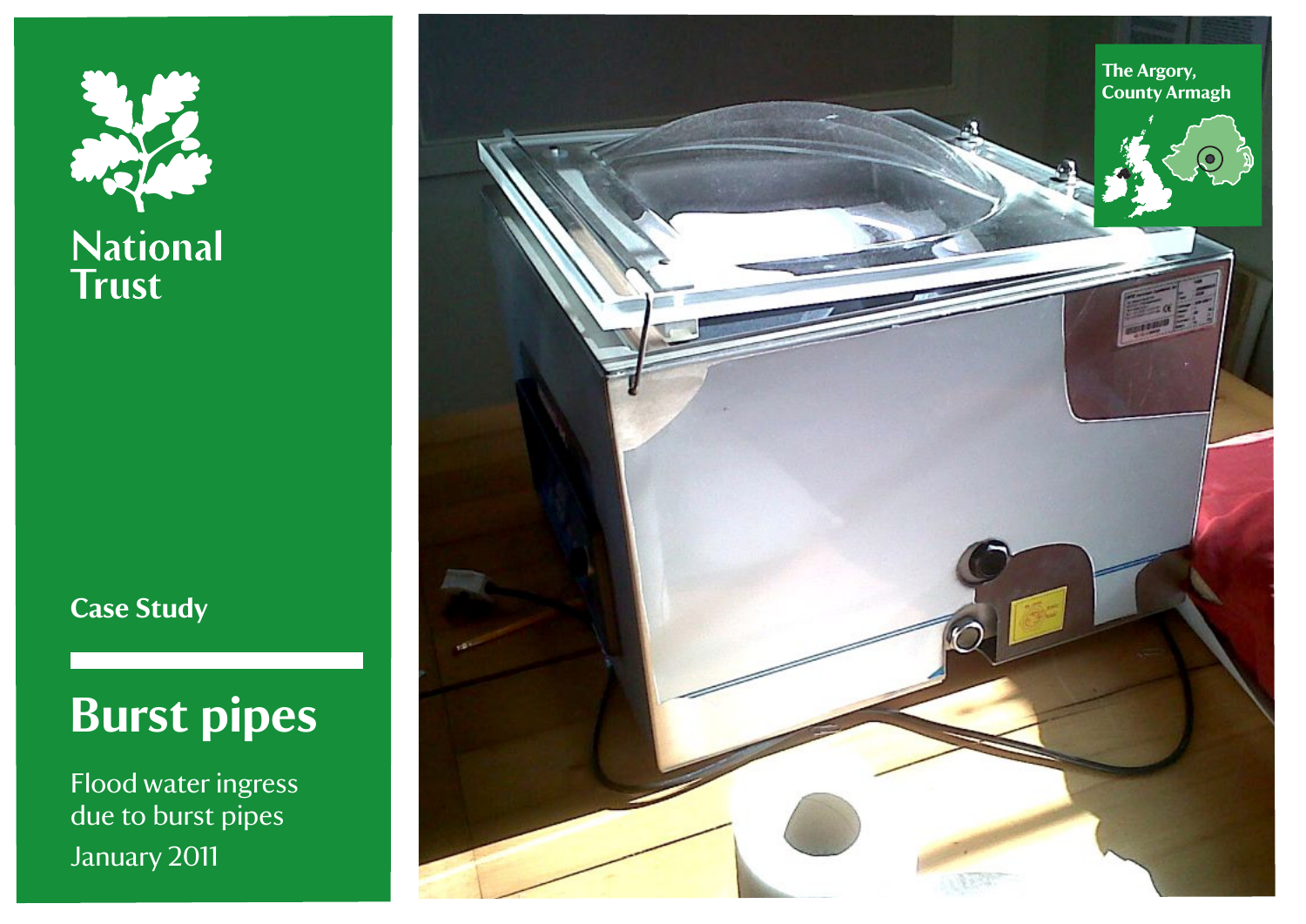National Trust

The Argory, County Armagh

Case Study

# Burst pipes

Flood water ingress due to burst pipes

January 2011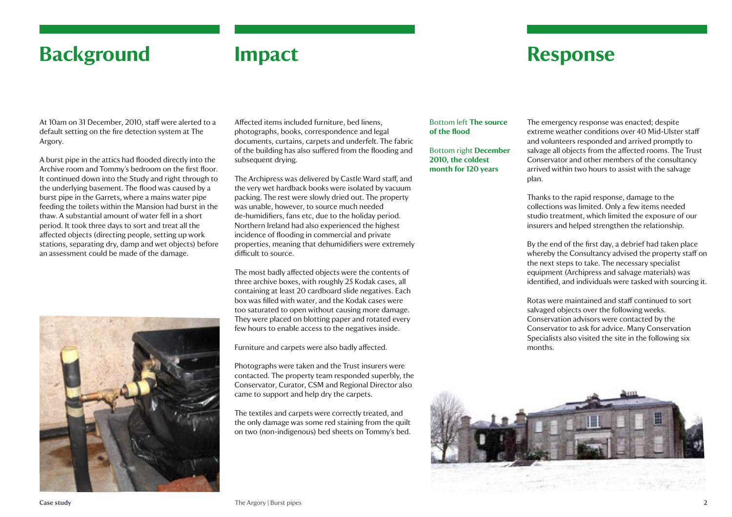# Background

At 10am on 31 December, 2010, staff were alerted to a default setting on the fire detection system at The Argory.

A burst pipe in the attics had flooded directly into the Archive room and Tommy's bedroom on the first floor. It continued down into the Study and right through to the underlying basement. The flood was caused by a burst pipe in the Garrets, where a mains water pipe feeding the toilets within the Mansion had burst in the thaw. A substantial amount of water fell in a short period. It took three days to sort and treat all the affected objects (directing people, setting up work stations, separating dry, damp and wet objects) before an assessment could be made of the damage.

# Impact

Affected items included furniture, bed linens, photographs, books, correspondence and legal documents, curtains, carpets and underfelt. The fabric of the building has also suffered from the flooding and subsequent drying.

The Archipress was delivered by Castle Ward staff, and the very wet hardback books were isolated by vacuum packing. The rest were slowly dried out. The property was unable, however, to source much needed de-humidifiers, fans etc, due to the holiday period. Northern Ireland had also experienced the highest incidence of flooding in commercial and private properties, meaning that dehumidifiers were extremely difficult to source.

The most badly affected objects were the contents of three archive boxes, with roughly 25 Kodak cases, all containing at least 20 cardboard slide negatives. Each box was filled with water, and the Kodak cases were too saturated to open without causing more damage. They were placed on blotting paper and rotated every few hours to enable access to the negatives inside.

Furniture and carpets were also badly affected.

Photographs were taken and the Trust insurers were contacted. The property team responded superbly, the Conservator, Curator, CSM and Regional Director also came to support and help dry the carpets.

The textiles and carpets were correctly treated, and the only damage was some red staining from the quilt on two (non-indigenous) bed sheets on Tommy's bed.

Bottom left **The source of the flood**

Bottom right **December 2010, the coldest month for 120 years**

# Response

The emergency response was enacted; despite extreme weather conditions over 40 Mid-Ulster staff and volunteers responded and arrived promptly to salvage all objects from the affected rooms. The Trust Conservator and other members of the consultancy arrived within two hours to assist with the salvage plan.

Thanks to the rapid response, damage to the collections was limited. Only a few items needed studio treatment, which limited the exposure of our insurers and helped strengthen the relationship.

By the end of the first day, a debrief had taken place whereby the Consultancy advised the property staff on the next steps to take. The necessary specialist equipment (Archipress and salvage materials) was identified, and individuals were tasked with sourcing it.

Rotas were maintained and staff continued to sort salvaged objects over the following weeks. Conservation advisors were contacted by the Conservator to ask for advice. Many Conservation Specialists also visited the site in the following six months.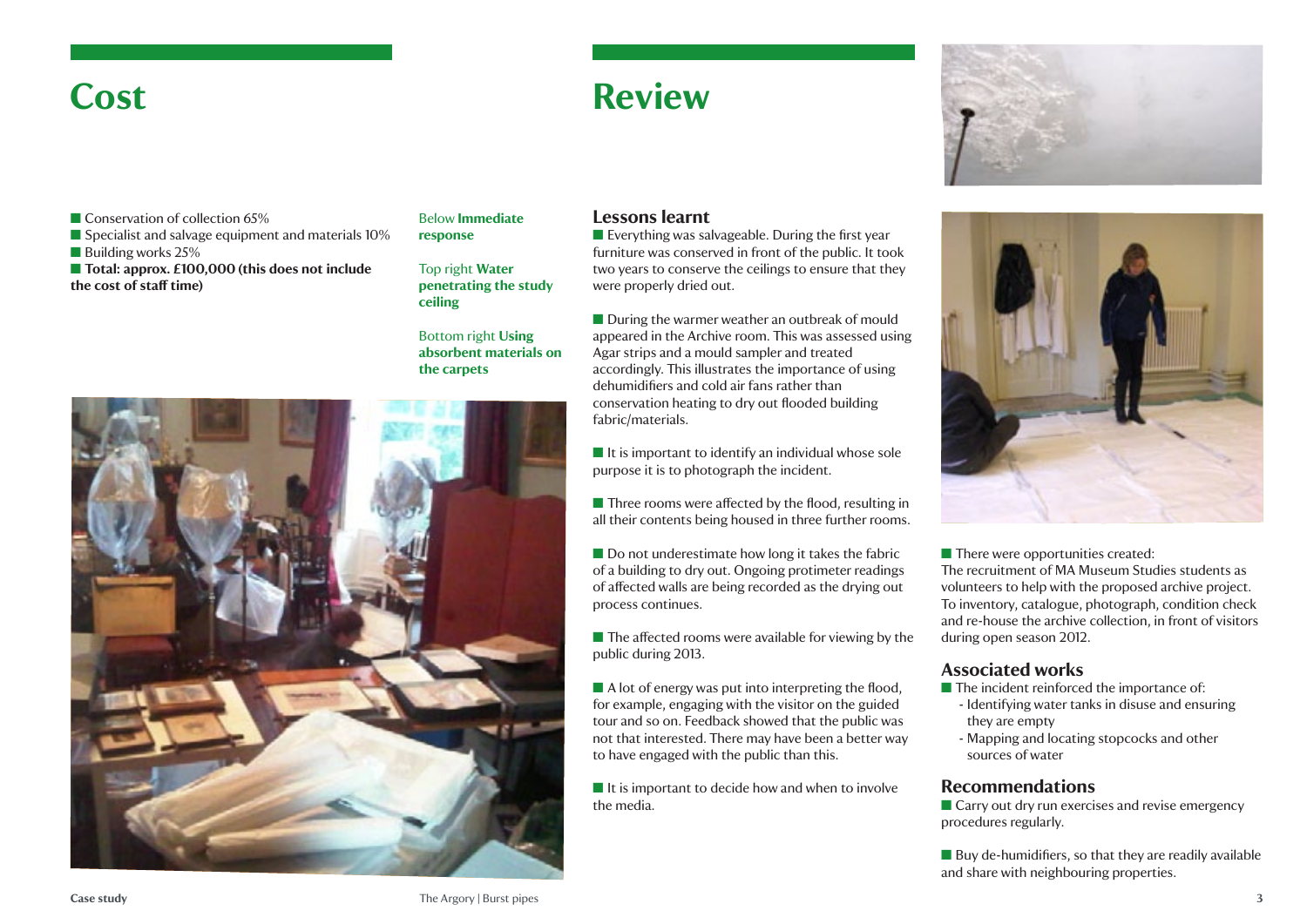# Cost

- Conservation of collection 65%
- Specialist and salvage equipment and materials 10%
- Building works 25%
- **Total: approx. £100,000 (this does not include the cost of staff time)**

Below **Immediate response**

Top right **Water penetrating the study ceiling**

Bottom right **Using absorbent materials on the carpets**

# Review

## Lessons learnt

- Everything was salvageable. During the first year furniture was conserved in front of the public. It took two years to conserve the ceilings to ensure that they were properly dried out.

- During the warmer weather an outbreak of mould appeared in the Archive room. This was assessed using Agar strips and a mould sampler and treated accordingly. This illustrates the importance of using dehumidifiers and cold air fans rather than conservation heating to dry out flooded building fabric/materials.

- It is important to identify an individual whose sole purpose it is to photograph the incident.

- Three rooms were affected by the flood, resulting in all their contents being housed in three further rooms.

- Do not underestimate how long it takes the fabric of a building to dry out. Ongoing protimeter readings of affected walls are being recorded as the drying out process continues.

- The affected rooms were available for viewing by the public during 2013.

- A lot of energy was put into interpreting the flood, for example, engaging with the visitor on the guided tour and so on. Feedback showed that the public was not that interested. There may have been a better way to have engaged with the public than this.

- It is important to decide how and when to involve the media.

- There were opportunities created:
  The recruitment of MA Museum Studies students as volunteers to help with the proposed archive project. To inventory, catalogue, photograph, condition check and re-house the archive collection, in front of visitors during open season 2012.

## Associated works

- The incident reinforced the importance of:
  - Identifying water tanks in disuse and ensuring they are empty
  - Mapping and locating stopcocks and other sources of water

## Recommendations

- Carry out dry run exercises and revise emergency procedures regularly.

- Buy de-humidifiers, so that they are readily available and share with neighbouring properties.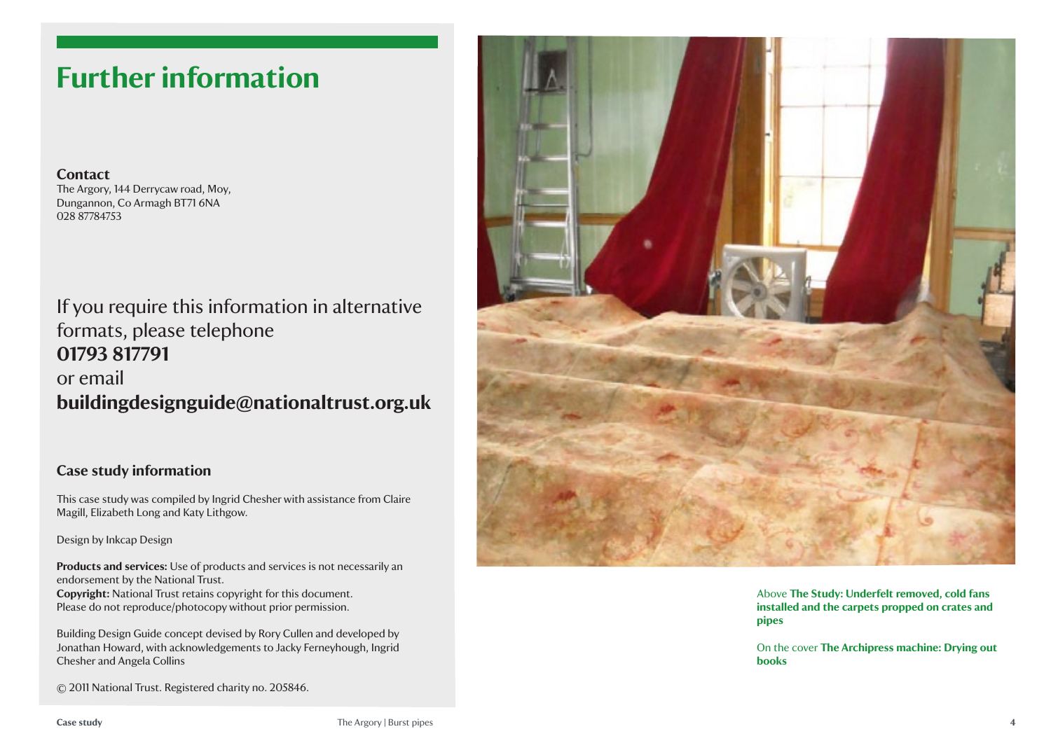# Further information

**Contact**
The Argory, 144 Derrycaw road, Moy,
Dungannon, Co Armagh BT71 6NA
028 87784753

If you require this information in alternative formats, please telephone
**01793 817791**
or email
**buildingdesignguide@nationaltrust.org.uk**

### Case study information

This case study was compiled by Ingrid Chesher with assistance from Claire Magill, Elizabeth Long and Katy Lithgow.

Design by Inkcap Design

**Products and services:** Use of products and services is not necessarily an endorsement by the National Trust.
**Copyright:** National Trust retains copyright for this document.
Please do not reproduce/photocopy without prior permission.

Building Design Guide concept devised by Rory Cullen and developed by Jonathan Howard, with acknowledgements to Jacky Ferneyhough, Ingrid Chesher and Angela Collins

© 2011 National Trust. Registered charity no. 205846.

Above **The Study: Underfelt removed, cold fans installed and the carpets propped on crates and pipes**

On the cover **The Archipress machine: Drying out books**